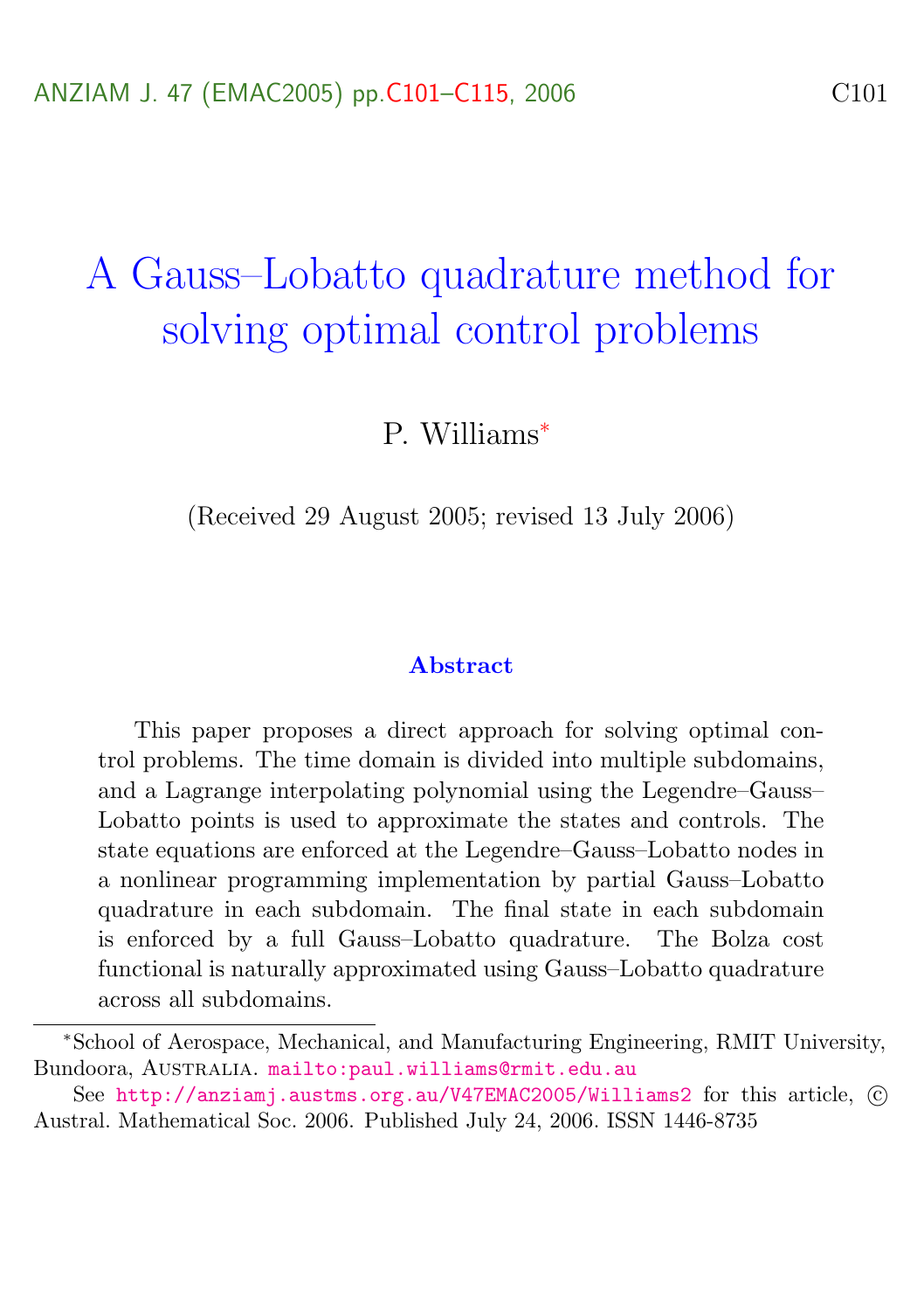# A Gauss–Lobatto quadrature method for solving optimal control problems

P. Williams[*]

(Received 29 August 2005; revised 13 July 2006)

### Abstract

This paper proposes a direct approach for solving optimal control problems. The time domain is divided into multiple subdomains, and a Lagrange interpolating polynomial using the Legendre–Gauss–Lobatto points is used to approximate the states and controls. The state equations are enforced at the Legendre–Gauss–Lobatto nodes in a nonlinear programming implementation by partial Gauss–Lobatto quadrature in each subdomain. The final state in each subdomain is enforced by a full Gauss–Lobatto quadrature. The Bolza cost functional is naturally approximated using Gauss–Lobatto quadrature across all subdomains.

---

[*] School of Aerospace, Mechanical, and Manufacturing Engineering, RMIT University, Bundoora, Australia. mailto:paul.williams@rmit.edu.au

See http://anziamj.austms.org.au/V47EMAC2005/Williams2 for this article, © Austral. Mathematical Soc. 2006. Published July 24, 2006. ISSN 1446-8735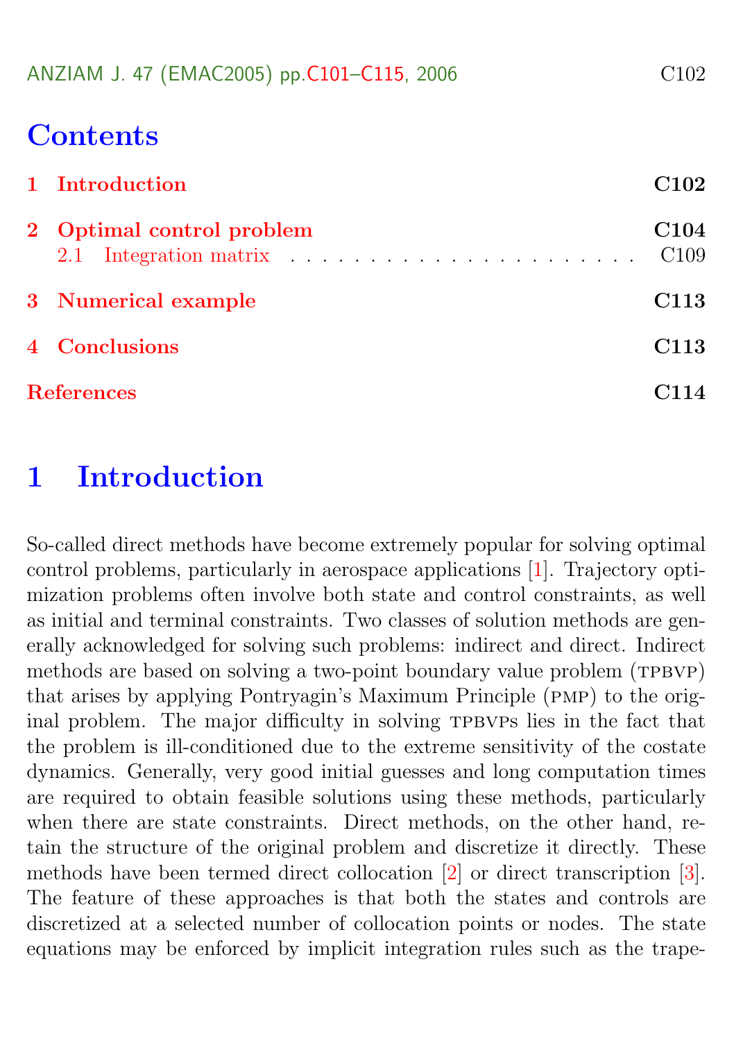## Contents

1 Introduction — C102

2 Optimal control problem — C104
  2.1 Integration matrix — C109

3 Numerical example — C113

4 Conclusions — C113

References — C114

# 1 Introduction

So-called direct methods have become extremely popular for solving optimal control problems, particularly in aerospace applications [1]. Trajectory optimization problems often involve both state and control constraints, as well as initial and terminal constraints. Two classes of solution methods are generally acknowledged for solving such problems: indirect and direct. Indirect methods are based on solving a two-point boundary value problem (TPBVP) that arises by applying Pontryagin's Maximum Principle (PMP) to the original problem. The major difficulty in solving TPBVPs lies in the fact that the problem is ill-conditioned due to the extreme sensitivity of the costate dynamics. Generally, very good initial guesses and long computation times are required to obtain feasible solutions using these methods, particularly when there are state constraints. Direct methods, on the other hand, retain the structure of the original problem and discretize it directly. These methods have been termed direct collocation [2] or direct transcription [3]. The feature of these approaches is that both the states and controls are discretized at a selected number of collocation points or nodes. The state equations may be enforced by implicit integration rules such as the trape-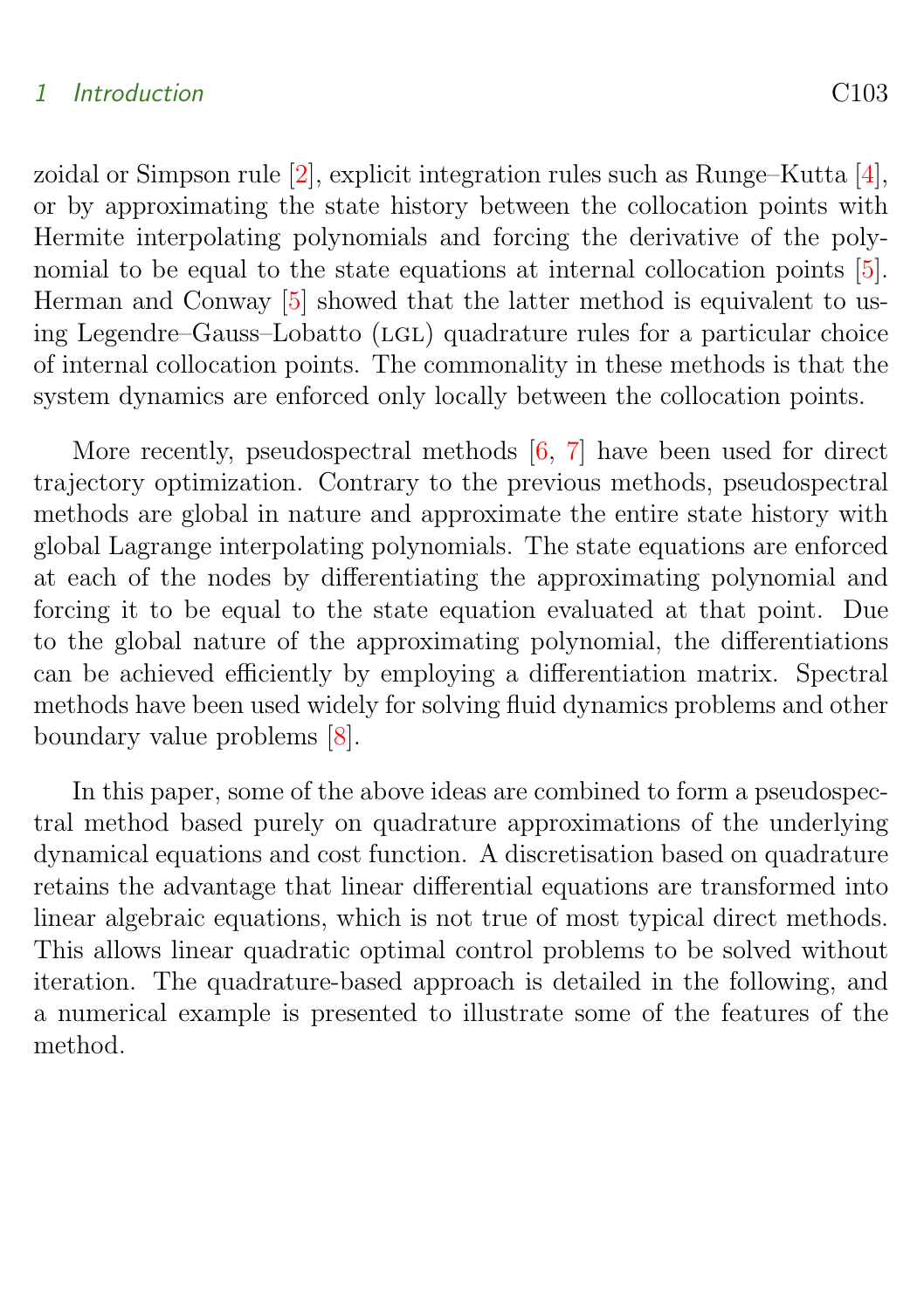zoidal or Simpson rule [2], explicit integration rules such as Runge–Kutta [4], or by approximating the state history between the collocation points with Hermite interpolating polynomials and forcing the derivative of the polynomial to be equal to the state equations at internal collocation points [5]. Herman and Conway [5] showed that the latter method is equivalent to using Legendre–Gauss–Lobatto (LGL) quadrature rules for a particular choice of internal collocation points. The commonality in these methods is that the system dynamics are enforced only locally between the collocation points.

More recently, pseudospectral methods [6, 7] have been used for direct trajectory optimization. Contrary to the previous methods, pseudospectral methods are global in nature and approximate the entire state history with global Lagrange interpolating polynomials. The state equations are enforced at each of the nodes by differentiating the approximating polynomial and forcing it to be equal to the state equation evaluated at that point. Due to the global nature of the approximating polynomial, the differentiations can be achieved efficiently by employing a differentiation matrix. Spectral methods have been used widely for solving fluid dynamics problems and other boundary value problems [8].

In this paper, some of the above ideas are combined to form a pseudospectral method based purely on quadrature approximations of the underlying dynamical equations and cost function. A discretisation based on quadrature retains the advantage that linear differential equations are transformed into linear algebraic equations, which is not true of most typical direct methods. This allows linear quadratic optimal control problems to be solved without iteration. The quadrature-based approach is detailed in the following, and a numerical example is presented to illustrate some of the features of the method.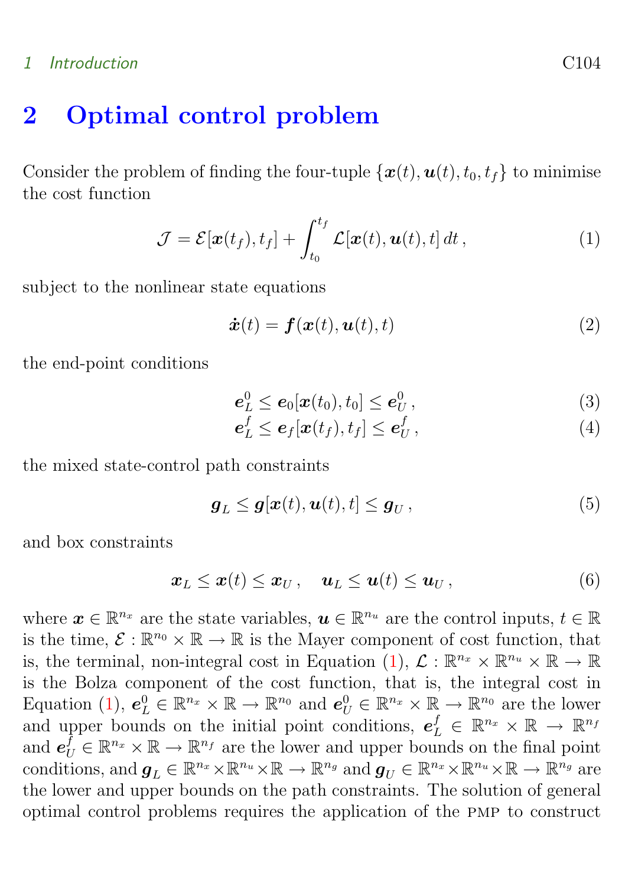## 2 Optimal control problem

Consider the problem of finding the four-tuple $\{\boldsymbol{x}(t), \boldsymbol{u}(t), t_0, t_f\}$ to minimise the cost function

$$\mathcal{J} = \mathcal{E}[\boldsymbol{x}(t_f), t_f] + \int_{t_0}^{t_f} \mathcal{L}[\boldsymbol{x}(t), \boldsymbol{u}(t), t]\, dt\,, \tag{1}$$

subject to the nonlinear state equations

$$\dot{\boldsymbol{x}}(t) = \boldsymbol{f}(\boldsymbol{x}(t), \boldsymbol{u}(t), t) \tag{2}$$

the end-point conditions

$$\boldsymbol{e}_L^0 \le \boldsymbol{e}_0[\boldsymbol{x}(t_0), t_0] \le \boldsymbol{e}_U^0\,, \tag{3}$$

$$\boldsymbol{e}_L^f \le \boldsymbol{e}_f[\boldsymbol{x}(t_f), t_f] \le \boldsymbol{e}_U^f\,, \tag{4}$$

the mixed state-control path constraints

$$\boldsymbol{g}_L \le \boldsymbol{g}[\boldsymbol{x}(t), \boldsymbol{u}(t), t] \le \boldsymbol{g}_U\,, \tag{5}$$

and box constraints

$$\boldsymbol{x}_L \le \boldsymbol{x}(t) \le \boldsymbol{x}_U\,, \quad \boldsymbol{u}_L \le \boldsymbol{u}(t) \le \boldsymbol{u}_U\,, \tag{6}$$

where $\boldsymbol{x} \in \mathbb{R}^{n_x}$ are the state variables, $\boldsymbol{u} \in \mathbb{R}^{n_u}$ are the control inputs, $t \in \mathbb{R}$ is the time, $\mathcal{E} : \mathbb{R}^{n_0} \times \mathbb{R} \to \mathbb{R}$ is the Mayer component of cost function, that is, the terminal, non-integral cost in Equation (1), $\mathcal{L} : \mathbb{R}^{n_x} \times \mathbb{R}^{n_u} \times \mathbb{R} \to \mathbb{R}$ is the Bolza component of the cost function, that is, the integral cost in Equation (1), $\boldsymbol{e}_L^0 \in \mathbb{R}^{n_x} \times \mathbb{R} \to \mathbb{R}^{n_0}$ and $\boldsymbol{e}_U^0 \in \mathbb{R}^{n_x} \times \mathbb{R} \to \mathbb{R}^{n_0}$ are the lower and upper bounds on the initial point conditions, $\boldsymbol{e}_L^f \in \mathbb{R}^{n_x} \times \mathbb{R} \to \mathbb{R}^{n_f}$ and $\boldsymbol{e}_U^f \in \mathbb{R}^{n_x} \times \mathbb{R} \to \mathbb{R}^{n_f}$ are the lower and upper bounds on the final point conditions, and $\boldsymbol{g}_L \in \mathbb{R}^{n_x} \times \mathbb{R}^{n_u} \times \mathbb{R} \to \mathbb{R}^{n_g}$ and $\boldsymbol{g}_U \in \mathbb{R}^{n_x} \times \mathbb{R}^{n_u} \times \mathbb{R} \to \mathbb{R}^{n_g}$ are the lower and upper bounds on the path constraints. The solution of general optimal control problems requires the application of the PMP to construct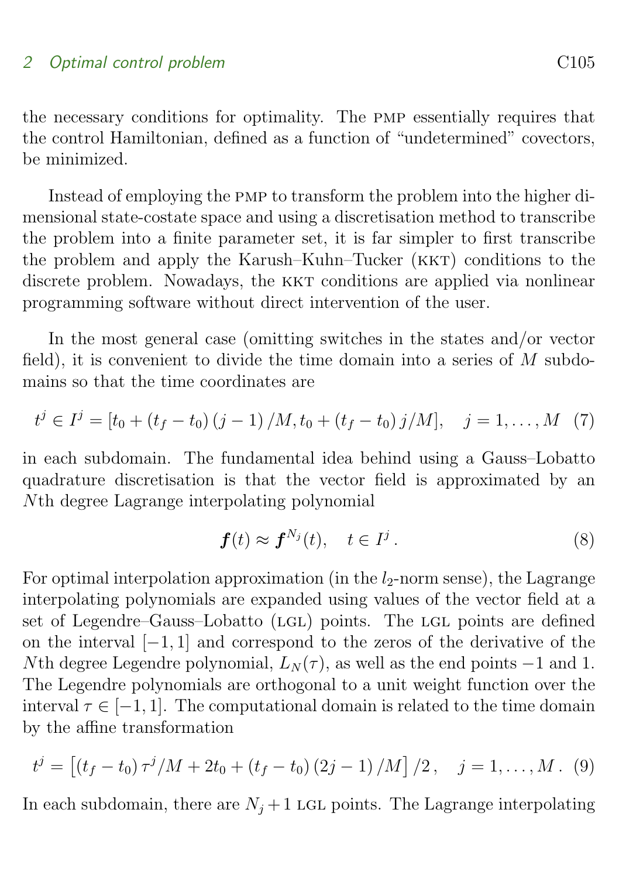the necessary conditions for optimality. The PMP essentially requires that the control Hamiltonian, defined as a function of "undetermined" covectors, be minimized.

Instead of employing the PMP to transform the problem into the higher dimensional state-costate space and using a discretisation method to transcribe the problem into a finite parameter set, it is far simpler to first transcribe the problem and apply the Karush–Kuhn–Tucker (KKT) conditions to the discrete problem. Nowadays, the KKT conditions are applied via nonlinear programming software without direct intervention of the user.

In the most general case (omitting switches in the states and/or vector field), it is convenient to divide the time domain into a series of $M$ subdomains so that the time coordinates are

$$t^j \in I^j = [t_0 + (t_f - t_0)(j-1)/M, t_0 + (t_f - t_0)j/M], \quad j = 1, \ldots, M \quad (7)$$

in each subdomain. The fundamental idea behind using a Gauss–Lobatto quadrature discretisation is that the vector field is approximated by an $N$th degree Lagrange interpolating polynomial

$$\boldsymbol{f}(t) \approx \boldsymbol{f}^{N_j}(t), \quad t \in I^j\,. \quad (8)$$

For optimal interpolation approximation (in the $l_2$-norm sense), the Lagrange interpolating polynomials are expanded using values of the vector field at a set of Legendre–Gauss–Lobatto (LGL) points. The LGL points are defined on the interval $[-1, 1]$ and correspond to the zeros of the derivative of the $N$th degree Legendre polynomial, $L_N(\tau)$, as well as the end points $-1$ and $1$. The Legendre polynomials are orthogonal to a unit weight function over the interval $\tau \in [-1, 1]$. The computational domain is related to the time domain by the affine transformation

$$t^j = \left[(t_f - t_0)\,\tau^j/M + 2t_0 + (t_f - t_0)(2j-1)/M\right]/2\,, \quad j = 1, \ldots, M\,. \quad (9)$$

In each subdomain, there are $N_j + 1$ LGL points. The Lagrange interpolating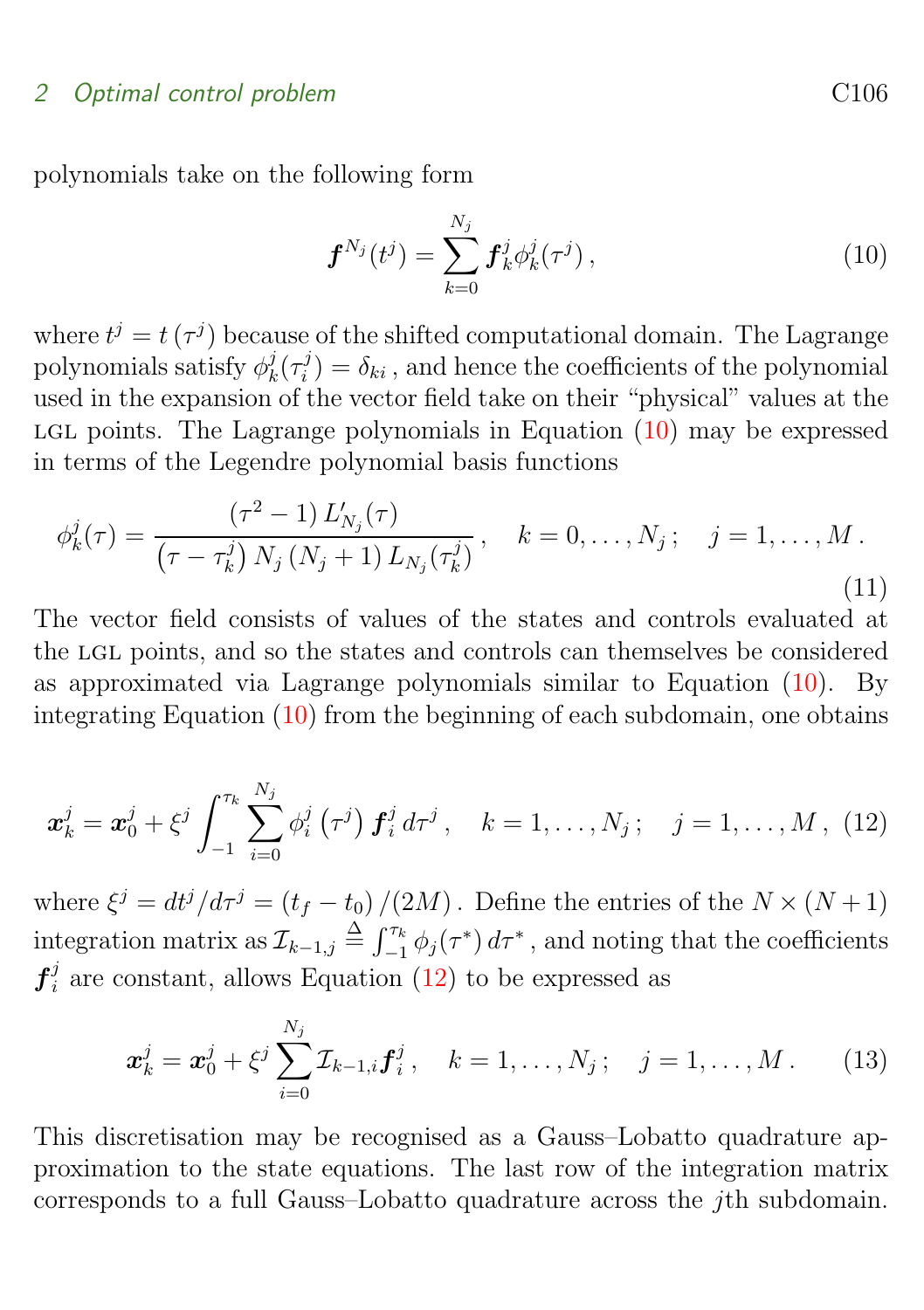polynomials take on the following form

$$\boldsymbol{f}^{N_j}(t^j) = \sum_{k=0}^{N_j} \boldsymbol{f}_k^j \phi_k^j(\tau^j)\,, \tag{10}$$

where $t^j = t\left(\tau^j\right)$ because of the shifted computational domain. The Lagrange polynomials satisfy $\phi_k^j(\tau_i^j) = \delta_{ki}$, and hence the coefficients of the polynomial used in the expansion of the vector field take on their "physical" values at the LGL points. The Lagrange polynomials in Equation (10) may be expressed in terms of the Legendre polynomial basis functions

$$\phi_k^j(\tau) = \frac{\left(\tau^2 - 1\right) L'_{N_j}(\tau)}{\left(\tau - \tau_k^j\right) N_j \left(N_j + 1\right) L_{N_j}(\tau_k^j)}\,, \quad k = 0, \ldots, N_j\,; \quad j = 1, \ldots, M\,. \tag{11}$$

The vector field consists of values of the states and controls evaluated at the LGL points, and so the states and controls can themselves be considered as approximated via Lagrange polynomials similar to Equation (10). By integrating Equation (10) from the beginning of each subdomain, one obtains

$$\boldsymbol{x}_k^j = \boldsymbol{x}_0^j + \xi^j \int_{-1}^{\tau_k} \sum_{i=0}^{N_j} \phi_i^j\left(\tau^j\right) \boldsymbol{f}_i^j \, d\tau^j\,, \quad k = 1, \ldots, N_j\,; \quad j = 1, \ldots, M\,, \tag{12}$$

where $\xi^j = dt^j/d\tau^j = \left(t_f - t_0\right)/(2M)$. Define the entries of the $N \times (N+1)$ integration matrix as $\mathcal{I}_{k-1,j} \triangleq \int_{-1}^{\tau_k} \phi_j(\tau^*)\, d\tau^*$, and noting that the coefficients $\boldsymbol{f}_i^j$ are constant, allows Equation (12) to be expressed as

$$\boldsymbol{x}_k^j = \boldsymbol{x}_0^j + \xi^j \sum_{i=0}^{N_j} \mathcal{I}_{k-1,i} \boldsymbol{f}_i^j\,, \quad k = 1, \ldots, N_j\,; \quad j = 1, \ldots, M\,. \tag{13}$$

This discretisation may be recognised as a Gauss–Lobatto quadrature approximation to the state equations. The last row of the integration matrix corresponds to a full Gauss–Lobatto quadrature across the $j$th subdomain.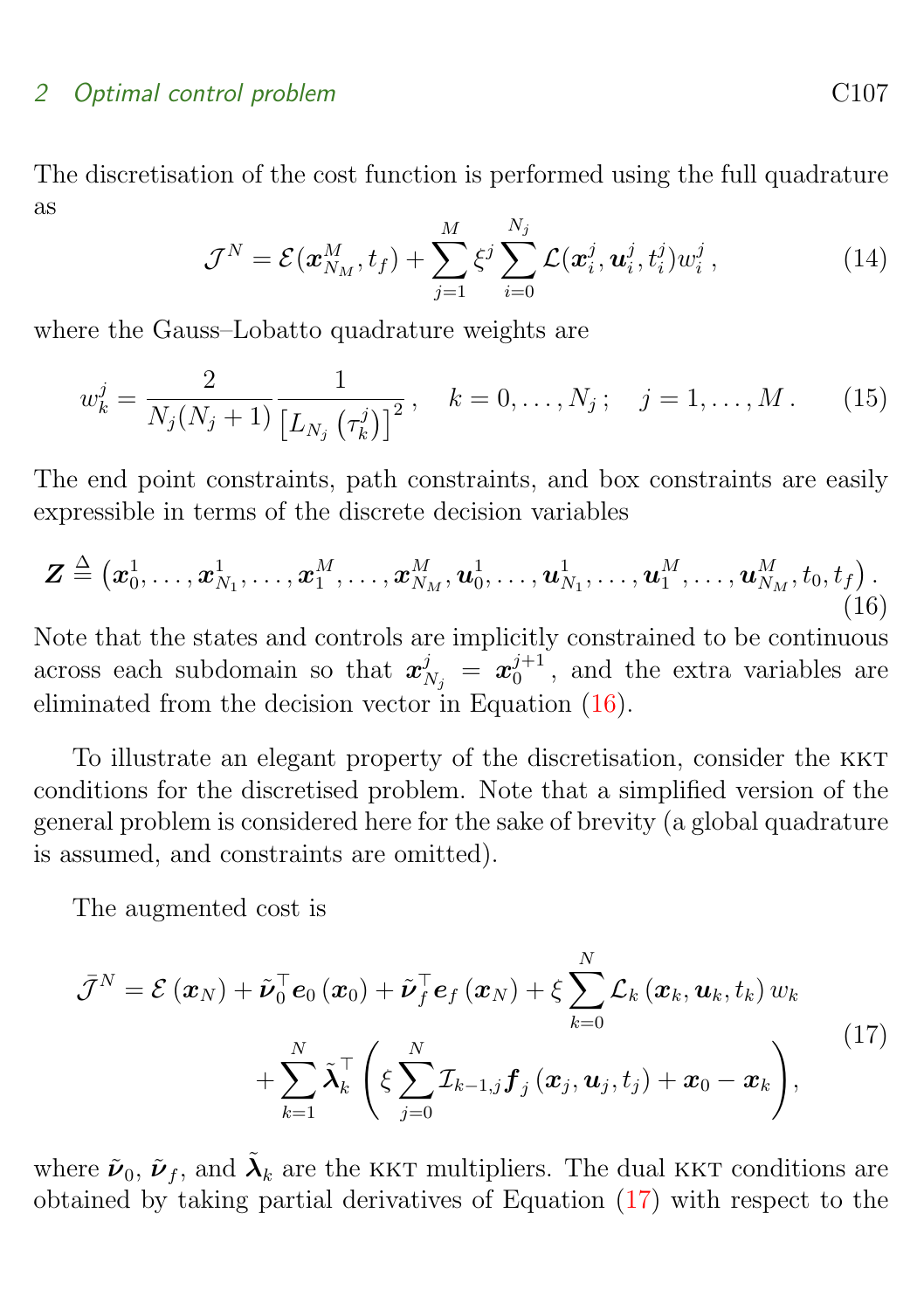The discretisation of the cost function is performed using the full quadrature as

$$\mathcal{J}^N = \mathcal{E}(\boldsymbol{x}^M_{N_M}, t_f) + \sum_{j=1}^{M} \xi^j \sum_{i=0}^{N_j} \mathcal{L}(\boldsymbol{x}^j_i, \boldsymbol{u}^j_i, t^j_i) w^j_i \,, \tag{14}$$

where the Gauss–Lobatto quadrature weights are

$$w^j_k = \frac{2}{N_j(N_j+1)} \frac{1}{\left[L_{N_j}\left(\tau^j_k\right)\right]^2}\,, \quad k = 0, \ldots, N_j\,; \quad j = 1, \ldots, M\,. \tag{15}$$

The end point constraints, path constraints, and box constraints are easily expressible in terms of the discrete decision variables

$$\boldsymbol{Z} \triangleq \left(\boldsymbol{x}^1_0, \ldots, \boldsymbol{x}^1_{N_1}, \ldots, \boldsymbol{x}^M_1, \ldots, \boldsymbol{x}^M_{N_M}, \boldsymbol{u}^1_0, \ldots, \boldsymbol{u}^1_{N_1}, \ldots, \boldsymbol{u}^M_1, \ldots, \boldsymbol{u}^M_{N_M}, t_0, t_f\right). \tag{16}$$

Note that the states and controls are implicitly constrained to be continuous across each subdomain so that $\boldsymbol{x}^j_{N_j} = \boldsymbol{x}^{j+1}_0$, and the extra variables are eliminated from the decision vector in Equation (16).

To illustrate an elegant property of the discretisation, consider the KKT conditions for the discretised problem. Note that a simplified version of the general problem is considered here for the sake of brevity (a global quadrature is assumed, and constraints are omitted).

The augmented cost is

$$\begin{aligned} \bar{\mathcal{J}}^N = \mathcal{E}\left(\boldsymbol{x}_N\right) + \tilde{\boldsymbol{\nu}}_0^\top \boldsymbol{e}_0\left(\boldsymbol{x}_0\right) + \tilde{\boldsymbol{\nu}}_f^\top \boldsymbol{e}_f\left(\boldsymbol{x}_N\right) + \xi \sum_{k=0}^{N} \mathcal{L}_k\left(\boldsymbol{x}_k, \boldsymbol{u}_k, t_k\right) w_k \\ + \sum_{k=1}^{N} \tilde{\boldsymbol{\lambda}}_k^\top \left(\xi \sum_{j=0}^{N} \mathcal{I}_{k-1,j} \boldsymbol{f}_j\left(\boldsymbol{x}_j, \boldsymbol{u}_j, t_j\right) + \boldsymbol{x}_0 - \boldsymbol{x}_k\right), \end{aligned} \tag{17}$$

where $\tilde{\boldsymbol{\nu}}_0$, $\tilde{\boldsymbol{\nu}}_f$, and $\tilde{\boldsymbol{\lambda}}_k$ are the KKT multipliers. The dual KKT conditions are obtained by taking partial derivatives of Equation (17) with respect to the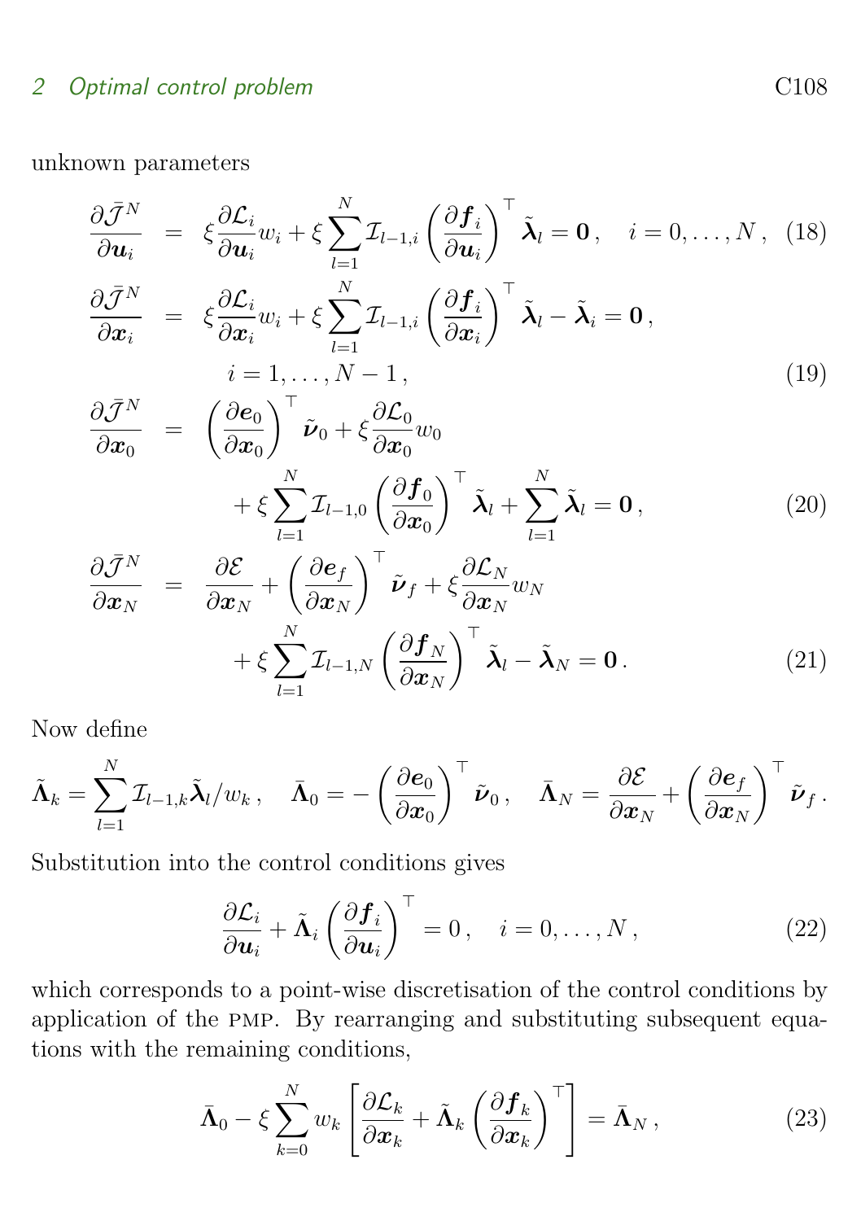unknown parameters

$$\frac{\partial \bar{\mathcal{J}}^N}{\partial \boldsymbol{u}_i} = \xi \frac{\partial \mathcal{L}_i}{\partial \boldsymbol{u}_i} w_i + \xi \sum_{l=1}^{N} \mathcal{I}_{l-1,i} \left( \frac{\partial \boldsymbol{f}_i}{\partial \boldsymbol{u}_i} \right)^\top \tilde{\boldsymbol{\lambda}}_l = \boldsymbol{0} \,, \quad i = 0, \ldots, N \,, \tag{18}$$

$$\frac{\partial \bar{\mathcal{J}}^N}{\partial \boldsymbol{x}_i} = \xi \frac{\partial \mathcal{L}_i}{\partial \boldsymbol{x}_i} w_i + \xi \sum_{l=1}^{N} \mathcal{I}_{l-1,i} \left( \frac{\partial \boldsymbol{f}_i}{\partial \boldsymbol{x}_i} \right)^\top \tilde{\boldsymbol{\lambda}}_l - \tilde{\boldsymbol{\lambda}}_i = \boldsymbol{0} \,, \quad i = 1, \ldots, N-1 \,, \tag{19}$$

$$\frac{\partial \bar{\mathcal{J}}^N}{\partial \boldsymbol{x}_0} = \left( \frac{\partial \boldsymbol{e}_0}{\partial \boldsymbol{x}_0} \right)^\top \tilde{\boldsymbol{\nu}}_0 + \xi \frac{\partial \mathcal{L}_0}{\partial \boldsymbol{x}_0} w_0 + \xi \sum_{l=1}^{N} \mathcal{I}_{l-1,0} \left( \frac{\partial \boldsymbol{f}_0}{\partial \boldsymbol{x}_0} \right)^\top \tilde{\boldsymbol{\lambda}}_l + \sum_{l=1}^{N} \tilde{\boldsymbol{\lambda}}_l = \boldsymbol{0} \,, \tag{20}$$

$$\frac{\partial \bar{\mathcal{J}}^N}{\partial \boldsymbol{x}_N} = \frac{\partial \mathcal{E}}{\partial \boldsymbol{x}_N} + \left( \frac{\partial \boldsymbol{e}_f}{\partial \boldsymbol{x}_N} \right)^\top \tilde{\boldsymbol{\nu}}_f + \xi \frac{\partial \mathcal{L}_N}{\partial \boldsymbol{x}_N} w_N + \xi \sum_{l=1}^{N} \mathcal{I}_{l-1,N} \left( \frac{\partial \boldsymbol{f}_N}{\partial \boldsymbol{x}_N} \right)^\top \tilde{\boldsymbol{\lambda}}_l - \tilde{\boldsymbol{\lambda}}_N = \boldsymbol{0} \,. \tag{21}$$

Now define

$$\tilde{\boldsymbol{\Lambda}}_k = \sum_{l=1}^{N} \mathcal{I}_{l-1,k} \tilde{\boldsymbol{\lambda}}_l / w_k \,, \quad \bar{\boldsymbol{\Lambda}}_0 = -\left( \frac{\partial \boldsymbol{e}_0}{\partial \boldsymbol{x}_0} \right)^\top \tilde{\boldsymbol{\nu}}_0 \,, \quad \bar{\boldsymbol{\Lambda}}_N = \frac{\partial \mathcal{E}}{\partial \boldsymbol{x}_N} + \left( \frac{\partial \boldsymbol{e}_f}{\partial \boldsymbol{x}_N} \right)^\top \tilde{\boldsymbol{\nu}}_f \,.$$

Substitution into the control conditions gives

$$\frac{\partial \mathcal{L}_i}{\partial \boldsymbol{u}_i} + \tilde{\boldsymbol{\Lambda}}_i \left( \frac{\partial \boldsymbol{f}_i}{\partial \boldsymbol{u}_i} \right)^\top = 0 \,, \quad i = 0, \ldots, N \,, \tag{22}$$

which corresponds to a point-wise discretisation of the control conditions by application of the PMP. By rearranging and substituting subsequent equations with the remaining conditions,

$$\bar{\boldsymbol{\Lambda}}_0 - \xi \sum_{k=0}^{N} w_k \left[ \frac{\partial \mathcal{L}_k}{\partial \boldsymbol{x}_k} + \tilde{\boldsymbol{\Lambda}}_k \left( \frac{\partial \boldsymbol{f}_k}{\partial \boldsymbol{x}_k} \right)^\top \right] = \bar{\boldsymbol{\Lambda}}_N \,, \tag{23}$$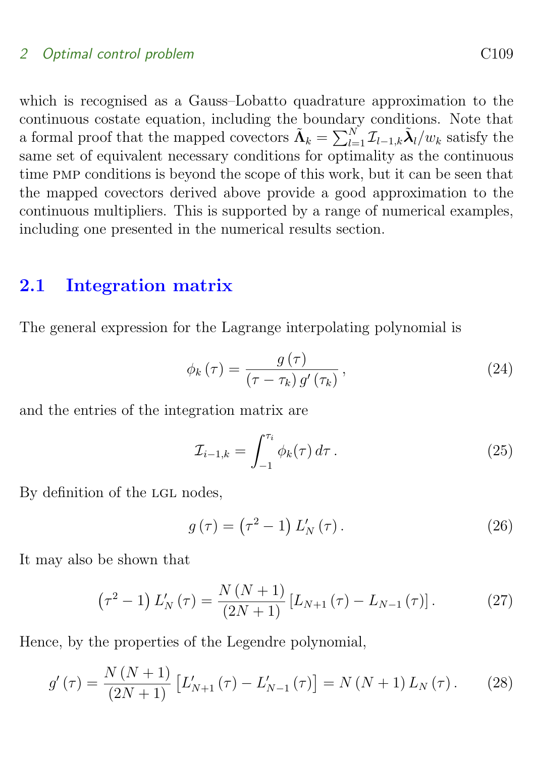which is recognised as a Gauss–Lobatto quadrature approximation to the continuous costate equation, including the boundary conditions. Note that a formal proof that the mapped covectors $\tilde{\mathbf{\Lambda}}_k = \sum_{l=1}^{N} \mathcal{I}_{l-1,k} \tilde{\boldsymbol{\lambda}}_l / w_k$ satisfy the same set of equivalent necessary conditions for optimality as the continuous time PMP conditions is beyond the scope of this work, but it can be seen that the mapped covectors derived above provide a good approximation to the continuous multipliers. This is supported by a range of numerical examples, including one presented in the numerical results section.

## 2.1 Integration matrix

The general expression for the Lagrange interpolating polynomial is

$$\phi_k(\tau) = \frac{g(\tau)}{(\tau - \tau_k)\, g'(\tau_k)}, \tag{24}$$

and the entries of the integration matrix are

$$\mathcal{I}_{i-1,k} = \int_{-1}^{\tau_i} \phi_k(\tau)\, d\tau\,. \tag{25}$$

By definition of the LGL nodes,

$$g(\tau) = \left(\tau^2 - 1\right) L_N'(\tau)\,. \tag{26}$$

It may also be shown that

$$\left(\tau^2 - 1\right) L_N'(\tau) = \frac{N(N+1)}{(2N+1)} \left[L_{N+1}(\tau) - L_{N-1}(\tau)\right]. \tag{27}$$

Hence, by the properties of the Legendre polynomial,

$$g'(\tau) = \frac{N(N+1)}{(2N+1)} \left[L_{N+1}'(\tau) - L_{N-1}'(\tau)\right] = N(N+1)\, L_N(\tau)\,. \tag{28}$$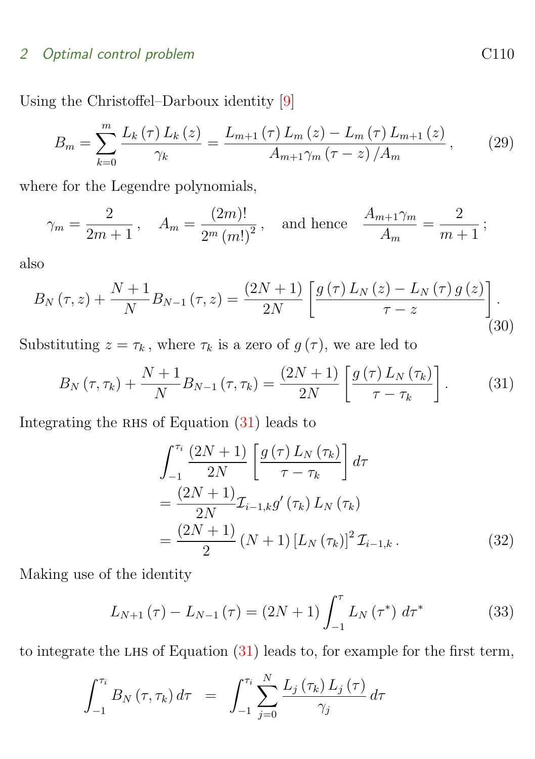Using the Christoffel–Darboux identity [9]

$$B_m = \sum_{k=0}^{m} \frac{L_k(\tau)\,L_k(z)}{\gamma_k} = \frac{L_{m+1}(\tau)\,L_m(z) - L_m(\tau)\,L_{m+1}(z)}{A_{m+1}\gamma_m(\tau - z)/A_m}\,, \tag{29}$$

where for the Legendre polynomials,

$$\gamma_m = \frac{2}{2m+1}\,, \quad A_m = \frac{(2m)!}{2^m\,(m!)^2}\,, \quad \text{and hence} \quad \frac{A_{m+1}\gamma_m}{A_m} = \frac{2}{m+1}\,;$$

also

$$B_N(\tau, z) + \frac{N+1}{N} B_{N-1}(\tau, z) = \frac{(2N+1)}{2N}\left[\frac{g(\tau)\,L_N(z) - L_N(\tau)\,g(z)}{\tau - z}\right]. \tag{30}$$

Substituting $z = \tau_k$, where $\tau_k$ is a zero of $g(\tau)$, we are led to

$$B_N(\tau, \tau_k) + \frac{N+1}{N} B_{N-1}(\tau, \tau_k) = \frac{(2N+1)}{2N}\left[\frac{g(\tau)\,L_N(\tau_k)}{\tau - \tau_k}\right]. \tag{31}$$

Integrating the RHS of Equation (31) leads to

$$\begin{aligned}
&\int_{-1}^{\tau_i} \frac{(2N+1)}{2N}\left[\frac{g(\tau)\,L_N(\tau_k)}{\tau - \tau_k}\right] d\tau \\
&= \frac{(2N+1)}{2N}\mathcal{I}_{i-1,k}\, g'(\tau_k)\, L_N(\tau_k) \\
&= \frac{(2N+1)}{2}(N+1)\left[L_N(\tau_k)\right]^2 \mathcal{I}_{i-1,k}\,.
\end{aligned} \tag{32}$$

Making use of the identity

$$L_{N+1}(\tau) - L_{N-1}(\tau) = (2N+1)\int_{-1}^{\tau} L_N(\tau^*)\, d\tau^* \tag{33}$$

to integrate the LHS of Equation (31) leads to, for example for the first term,

$$\int_{-1}^{\tau_i} B_N(\tau, \tau_k)\, d\tau \;\; = \;\; \int_{-1}^{\tau_i} \sum_{j=0}^{N} \frac{L_j(\tau_k)\, L_j(\tau)}{\gamma_j}\, d\tau$$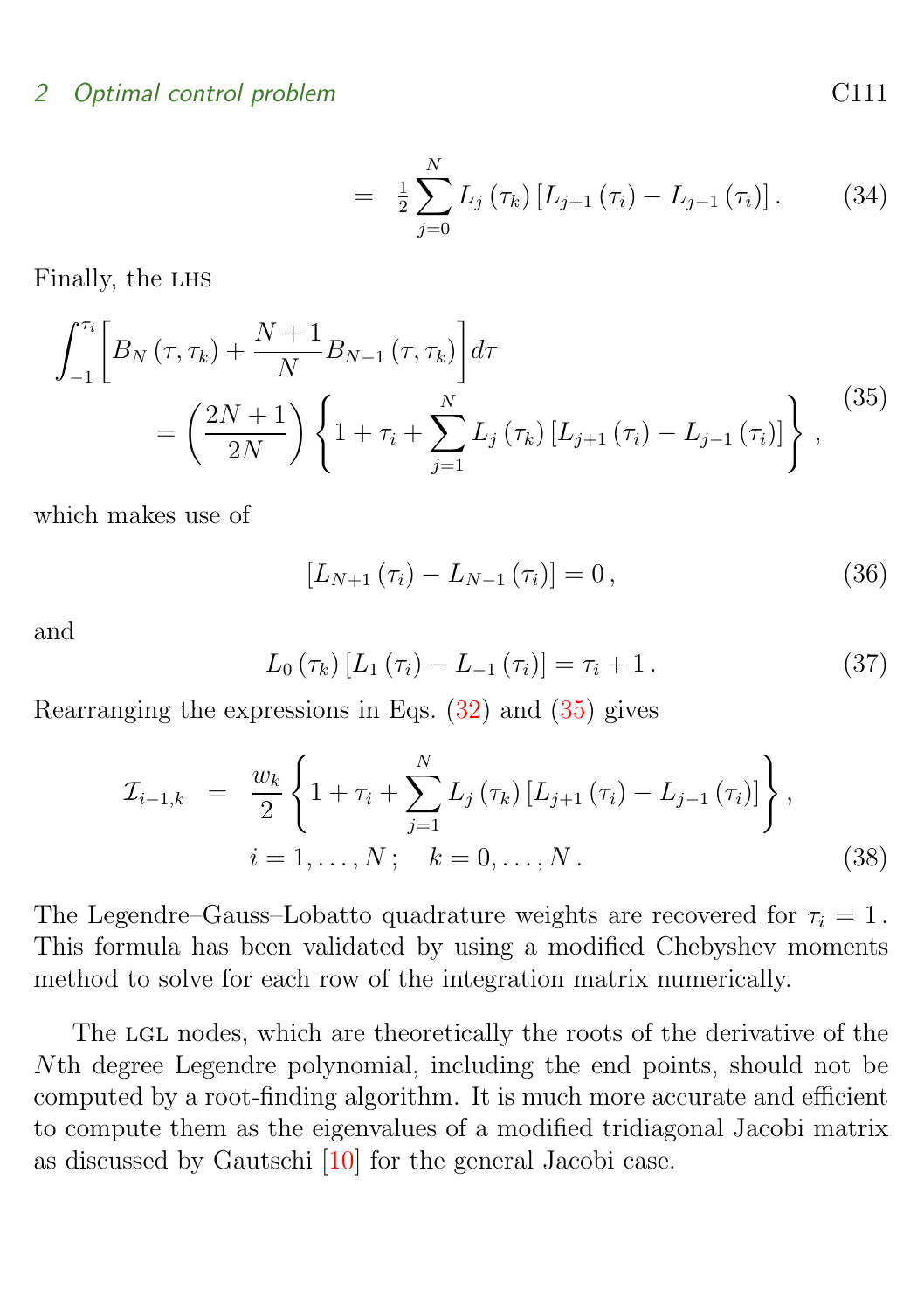$$= \tfrac{1}{2} \sum_{j=0}^{N} L_j(\tau_k) \left[ L_{j+1}(\tau_i) - L_{j-1}(\tau_i) \right]. \tag{34}$$

Finally, the LHS

$$\begin{aligned} &\int_{-1}^{\tau_i} \left[ B_N(\tau, \tau_k) + \frac{N+1}{N} B_{N-1}(\tau, \tau_k) \right] d\tau \\ &\qquad = \left( \frac{2N+1}{2N} \right) \left\{ 1 + \tau_i + \sum_{j=1}^{N} L_j(\tau_k) \left[ L_{j+1}(\tau_i) - L_{j-1}(\tau_i) \right] \right\}, \end{aligned} \tag{35}$$

which makes use of

$$\left[ L_{N+1}(\tau_i) - L_{N-1}(\tau_i) \right] = 0, \tag{36}$$

and

$$L_0(\tau_k) \left[ L_1(\tau_i) - L_{-1}(\tau_i) \right] = \tau_i + 1. \tag{37}$$

Rearranging the expressions in Eqs. (32) and (35) gives

$$\begin{aligned} \mathcal{I}_{i-1,k} &= \frac{w_k}{2} \left\{ 1 + \tau_i + \sum_{j=1}^{N} L_j(\tau_k) \left[ L_{j+1}(\tau_i) - L_{j-1}(\tau_i) \right] \right\}, \\ &\qquad i = 1, \ldots, N; \quad k = 0, \ldots, N. \end{aligned} \tag{38}$$

The Legendre–Gauss–Lobatto quadrature weights are recovered for $\tau_i = 1$. This formula has been validated by using a modified Chebyshev moments method to solve for each row of the integration matrix numerically.

The LGL nodes, which are theoretically the roots of the derivative of the $N$th degree Legendre polynomial, including the end points, should not be computed by a root-finding algorithm. It is much more accurate and efficient to compute them as the eigenvalues of a modified tridiagonal Jacobi matrix as discussed by Gautschi [10] for the general Jacobi case.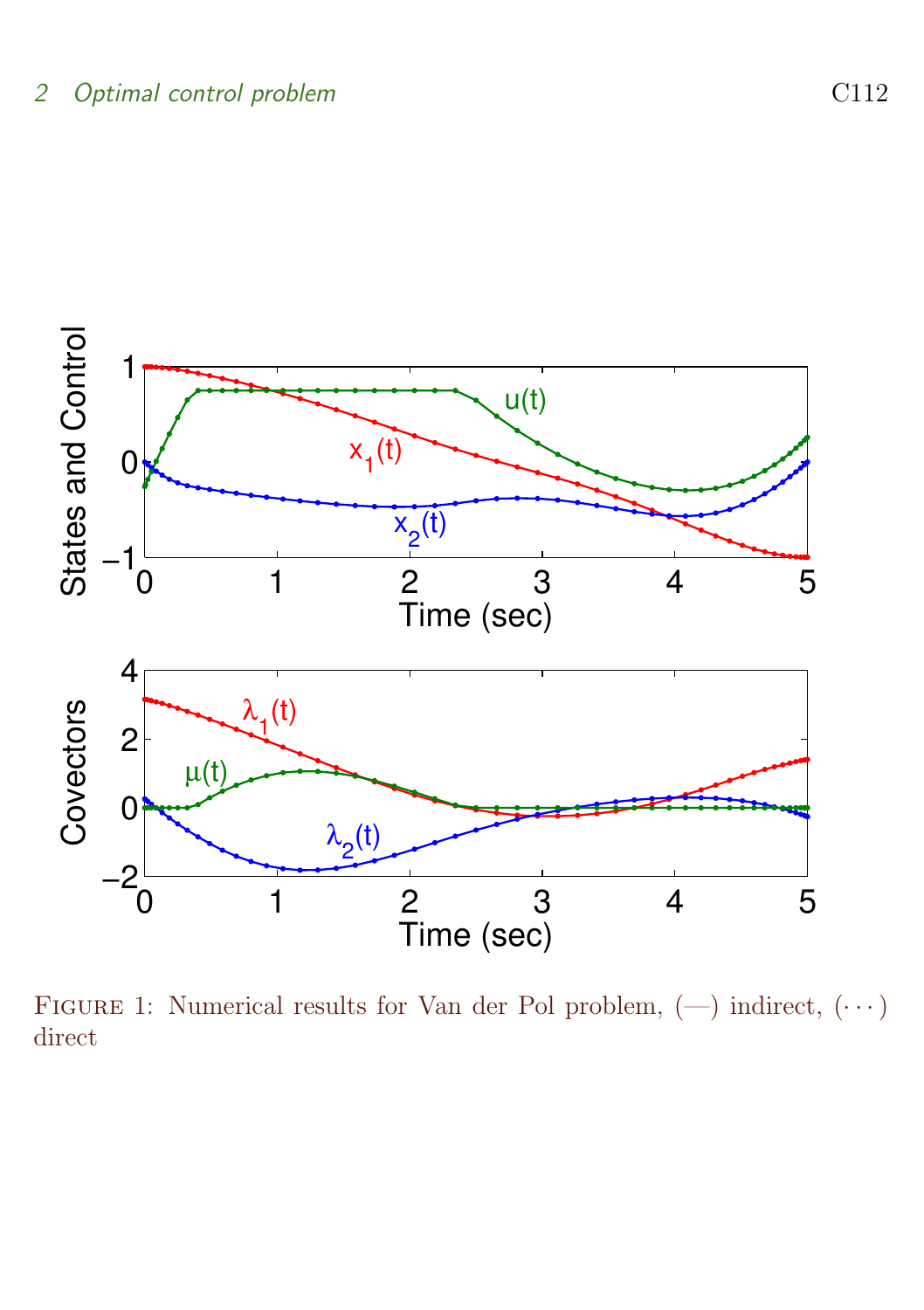Figure 1: Numerical results for Van der Pol problem, (—) indirect, (···) direct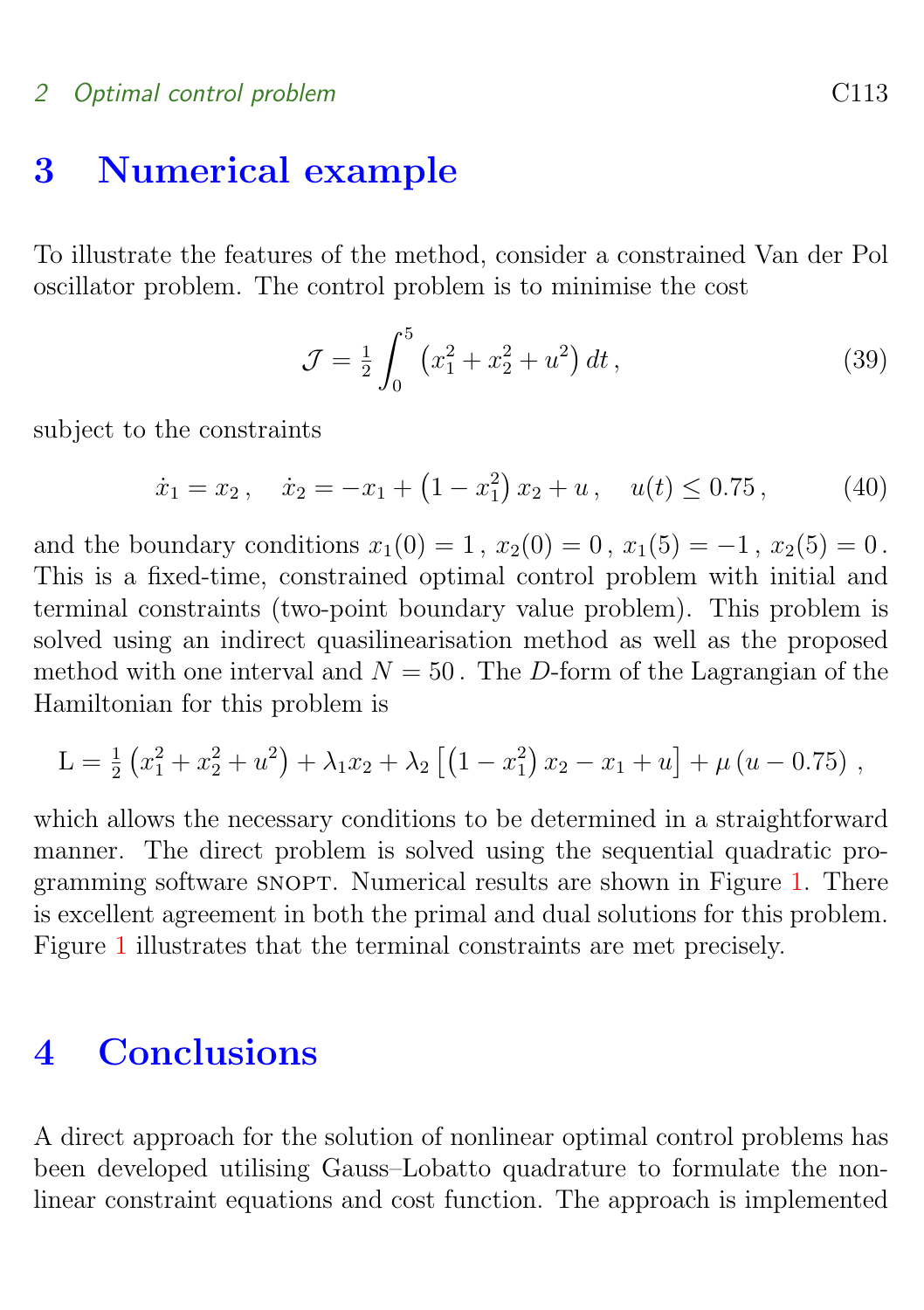# 3 Numerical example

To illustrate the features of the method, consider a constrained Van der Pol oscillator problem. The control problem is to minimise the cost

$$\mathcal{J} = \tfrac{1}{2}\int_0^5 \left(x_1^2 + x_2^2 + u^2\right) dt\,, \tag{39}$$

subject to the constraints

$$\dot{x}_1 = x_2\,, \quad \dot{x}_2 = -x_1 + \left(1 - x_1^2\right) x_2 + u\,, \quad u(t) \leq 0.75\,, \tag{40}$$

and the boundary conditions $x_1(0) = 1$, $x_2(0) = 0$, $x_1(5) = -1$, $x_2(5) = 0$. This is a fixed-time, constrained optimal control problem with initial and terminal constraints (two-point boundary value problem). This problem is solved using an indirect quasilinearisation method as well as the proposed method with one interval and $N = 50$. The $D$-form of the Lagrangian of the Hamiltonian for this problem is

$$\mathrm{L} = \tfrac{1}{2}\left(x_1^2 + x_2^2 + u^2\right) + \lambda_1 x_2 + \lambda_2\left[\left(1 - x_1^2\right)x_2 - x_1 + u\right] + \mu\left(u - 0.75\right)\,,$$

which allows the necessary conditions to be determined in a straightforward manner. The direct problem is solved using the sequential quadratic programming software SNOPT. Numerical results are shown in Figure 1. There is excellent agreement in both the primal and dual solutions for this problem. Figure 1 illustrates that the terminal constraints are met precisely.

# 4 Conclusions

A direct approach for the solution of nonlinear optimal control problems has been developed utilising Gauss–Lobatto quadrature to formulate the nonlinear constraint equations and cost function. The approach is implemented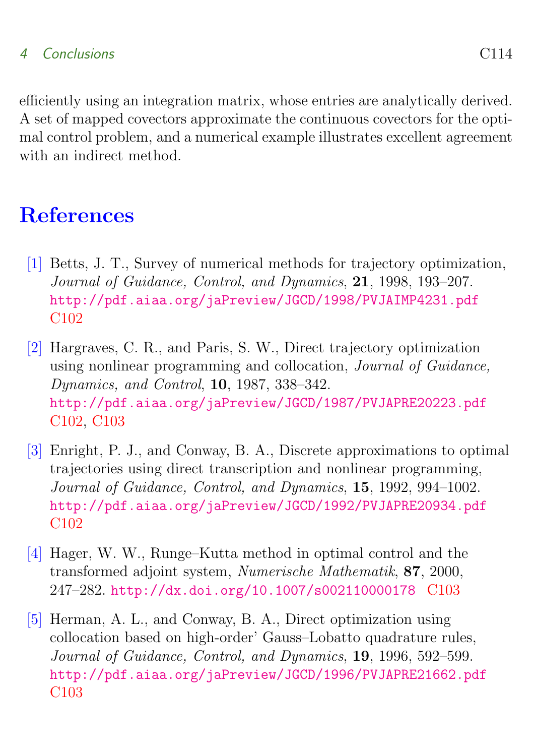efficiently using an integration matrix, whose entries are analytically derived. A set of mapped covectors approximate the continuous covectors for the optimal control problem, and a numerical example illustrates excellent agreement with an indirect method.

# References

[1] Betts, J. T., Survey of numerical methods for trajectory optimization, *Journal of Guidance, Control, and Dynamics*, **21**, 1998, 193–207. http://pdf.aiaa.org/jaPreview/JGCD/1998/PVJAIMP4231.pdf C102

[2] Hargraves, C. R., and Paris, S. W., Direct trajectory optimization using nonlinear programming and collocation, *Journal of Guidance, Dynamics, and Control*, **10**, 1987, 338–342. http://pdf.aiaa.org/jaPreview/JGCD/1987/PVJAPRE20223.pdf C102, C103

[3] Enright, P. J., and Conway, B. A., Discrete approximations to optimal trajectories using direct transcription and nonlinear programming, *Journal of Guidance, Control, and Dynamics*, **15**, 1992, 994–1002. http://pdf.aiaa.org/jaPreview/JGCD/1992/PVJAPRE20934.pdf C102

[4] Hager, W. W., Runge–Kutta method in optimal control and the transformed adjoint system, *Numerische Mathematik*, **87**, 2000, 247–282. http://dx.doi.org/10.1007/s002110000178 C103

[5] Herman, A. L., and Conway, B. A., Direct optimization using collocation based on high-order' Gauss–Lobatto quadrature rules, *Journal of Guidance, Control, and Dynamics*, **19**, 1996, 592–599. http://pdf.aiaa.org/jaPreview/JGCD/1996/PVJAPRE21662.pdf C103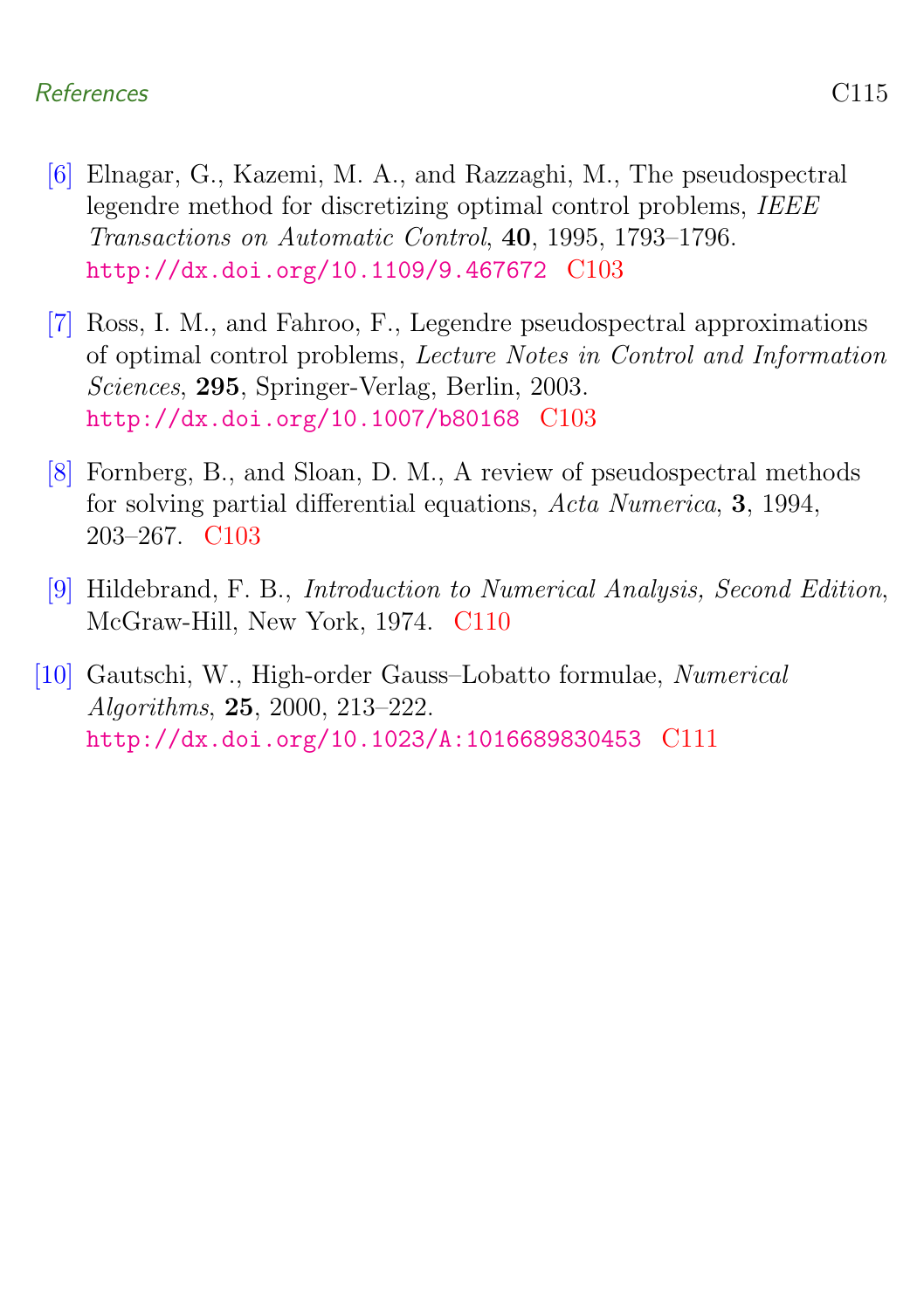[6] Elnagar, G., Kazemi, M. A., and Razzaghi, M., The pseudospectral legendre method for discretizing optimal control problems, *IEEE Transactions on Automatic Control*, **40**, 1995, 1793–1796. http://dx.doi.org/10.1109/9.467672 C103

[7] Ross, I. M., and Fahroo, F., Legendre pseudospectral approximations of optimal control problems, *Lecture Notes in Control and Information Sciences*, **295**, Springer-Verlag, Berlin, 2003. http://dx.doi.org/10.1007/b80168 C103

[8] Fornberg, B., and Sloan, D. M., A review of pseudospectral methods for solving partial differential equations, *Acta Numerica*, **3**, 1994, 203–267. C103

[9] Hildebrand, F. B., *Introduction to Numerical Analysis, Second Edition*, McGraw-Hill, New York, 1974. C110

[10] Gautschi, W., High-order Gauss–Lobatto formulae, *Numerical Algorithms*, **25**, 2000, 213–222. http://dx.doi.org/10.1023/A:1016689830453 C111